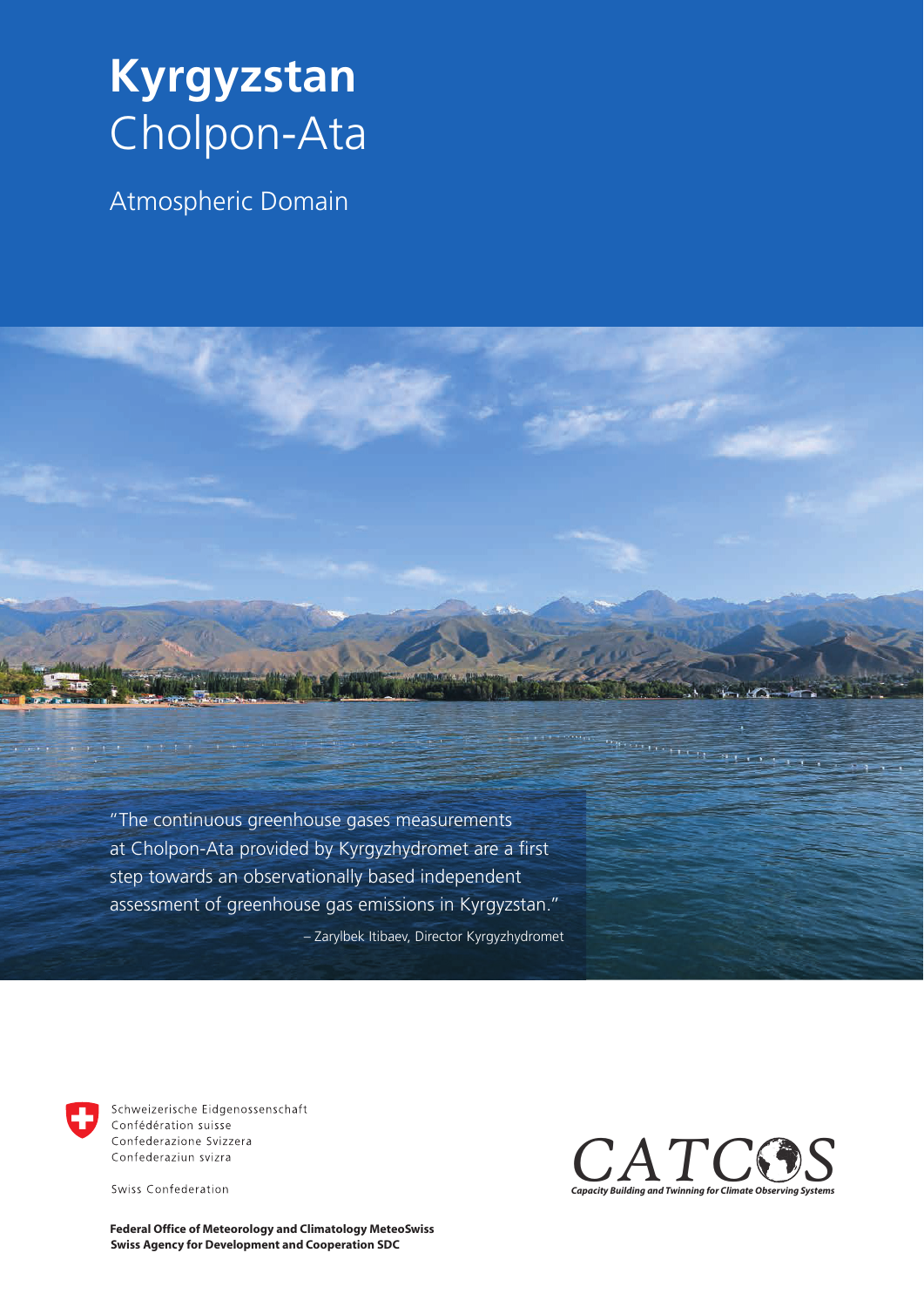# Kyrgyzstan
## Cholpon-Ata

Atmospheric Domain

"The continuous greenhouse gases measurements at Cholpon-Ata provided by Kyrgyzhydromet are a first step towards an observationally based independent assessment of greenhouse gas emissions in Kyrgyzstan."

– Zarylbek Itibaev, Director Kyrgyzhydromet

Schweizerische Eidgenossenschaft
Confédération suisse
Confederazione Svizzera
Confederaziun svizra

Swiss Confederation

**Federal Office of Meteorology and Climatology MeteoSwiss**
**Swiss Agency for Development and Cooperation SDC**

CATCOS
*Capacity Building and Twinning for Climate Observing Systems*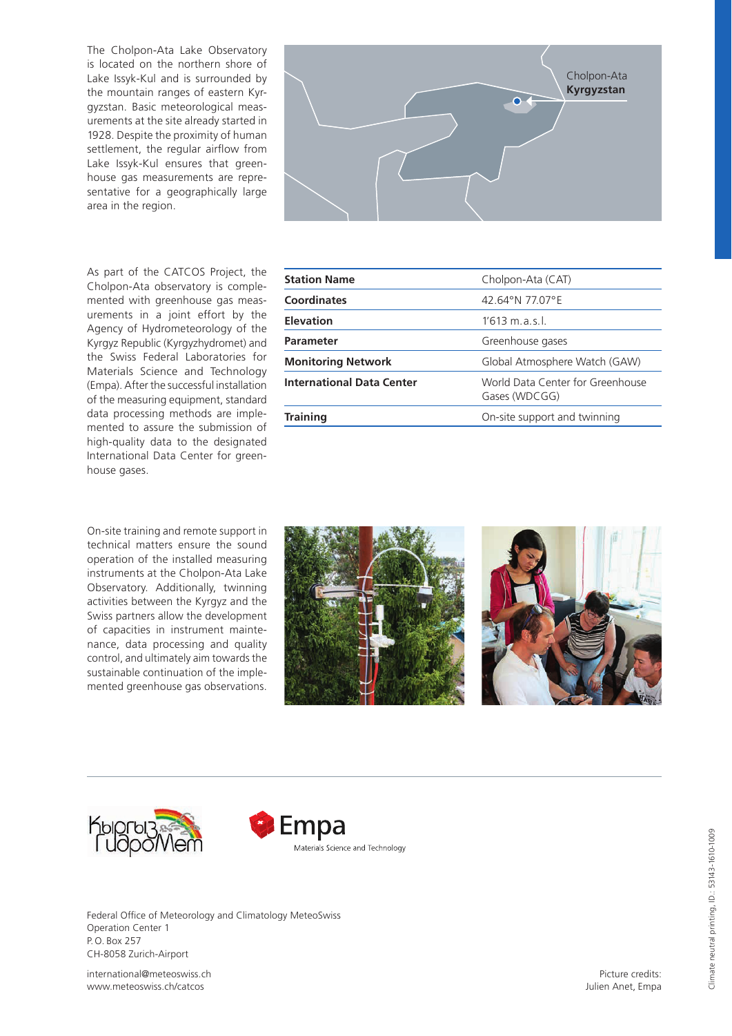The Cholpon-Ata Lake Observatory is located on the northern shore of Lake Issyk-Kul and is surrounded by the mountain ranges of eastern Kyrgyzstan. Basic meteorological measurements at the site already started in 1928. Despite the proximity of human settlement, the regular airflow from Lake Issyk-Kul ensures that greenhouse gas measurements are representative for a geographically large area in the region.

Cholpon-Ata
**Kyrgyzstan**

As part of the CATCOS Project, the Cholpon-Ata observatory is complemented with greenhouse gas measurements in a joint effort by the Agency of Hydrometeorology of the Kyrgyz Republic (Kyrgyzhydromet) and the Swiss Federal Laboratories for Materials Science and Technology (Empa). After the successful installation of the measuring equipment, standard data processing methods are implemented to assure the submission of high-quality data to the designated International Data Center for greenhouse gases.

| | |
|---|---|
| **Station Name** | Cholpon-Ata (CAT) |
| **Coordinates** | 42.64°N 77.07°E |
| **Elevation** | 1'613 m.a.s.l. |
| **Parameter** | Greenhouse gases |
| **Monitoring Network** | Global Atmosphere Watch (GAW) |
| **International Data Center** | World Data Center for Greenhouse Gases (WDCGG) |
| **Training** | On-site support and twinning |

On-site training and remote support in technical matters ensure the sound operation of the installed measuring instruments at the Cholpon-Ata Lake Observatory. Additionally, twinning activities between the Kyrgyz and the Swiss partners allow the development of capacities in instrument maintenance, data processing and quality control, and ultimately aim towards the sustainable continuation of the implemented greenhouse gas observations.

Кыргызгидромет

Empa
Materials Science and Technology

Federal Office of Meteorology and Climatology MeteoSwiss
Operation Center 1
P. O. Box 257
CH-8058 Zurich-Airport

international@meteoswiss.ch
www.meteoswiss.ch/catcos

Picture credits:
Julien Anet, Empa

Climate neutral printing, ID.: 53143-1610-1009